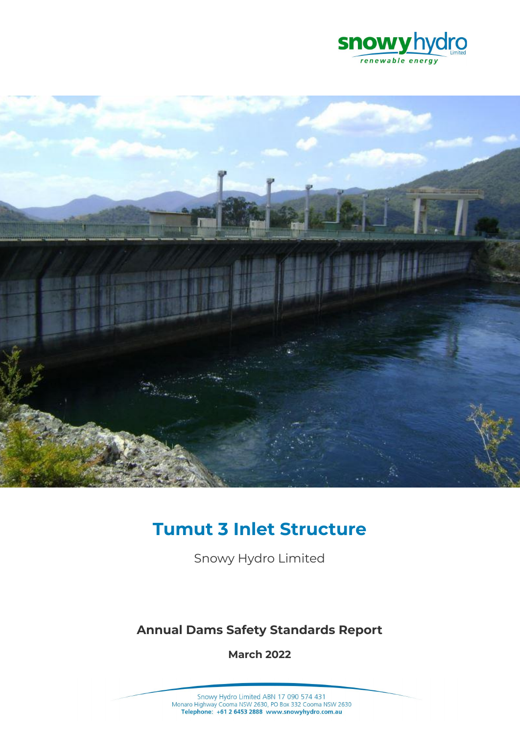snowy hydro Limited

renewable energy

# Tumut 3 Inlet Structure

Snowy Hydro Limited

## Annual Dams Safety Standards Report

**March 2022**

Snowy Hydro Limited ABN 17 090 574 431
Monaro Highway Cooma NSW 2630, PO Box 332 Cooma NSW 2630
**Telephone: +61 2 6453 2888 www.snowyhydro.com.au**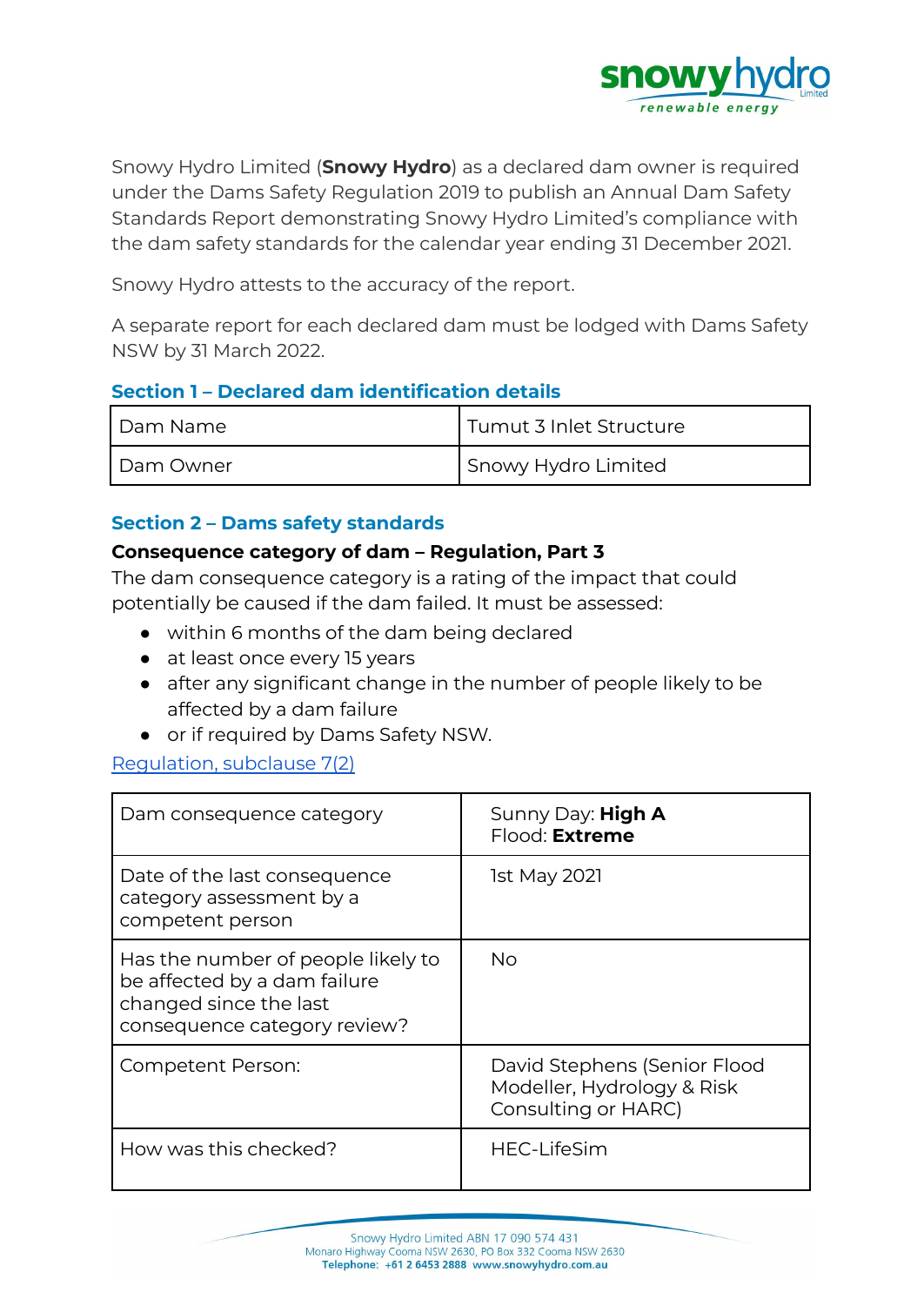Snowy Hydro Limited (**Snowy Hydro**) as a declared dam owner is required under the Dams Safety Regulation 2019 to publish an Annual Dam Safety Standards Report demonstrating Snowy Hydro Limited's compliance with the dam safety standards for the calendar year ending 31 December 2021.

Snowy Hydro attests to the accuracy of the report.

A separate report for each declared dam must be lodged with Dams Safety NSW by 31 March 2022.

## Section 1 – Declared dam identification details

| Dam Name | Tumut 3 Inlet Structure |
|---|---|
| Dam Owner | Snowy Hydro Limited |

## Section 2 – Dams safety standards

### Consequence category of dam – Regulation, Part 3

The dam consequence category is a rating of the impact that could potentially be caused if the dam failed. It must be assessed:

- within 6 months of the dam being declared
- at least once every 15 years
- after any significant change in the number of people likely to be affected by a dam failure
- or if required by Dams Safety NSW.

Regulation, subclause 7(2)

| Dam consequence category | Sunny Day: **High A**<br>Flood: **Extreme** |
|---|---|
| Date of the last consequence category assessment by a competent person | 1st May 2021 |
| Has the number of people likely to be affected by a dam failure changed since the last consequence category review? | No |
| Competent Person: | David Stephens (Senior Flood Modeller, Hydrology & Risk Consulting or HARC) |
| How was this checked? | HEC-LifeSim |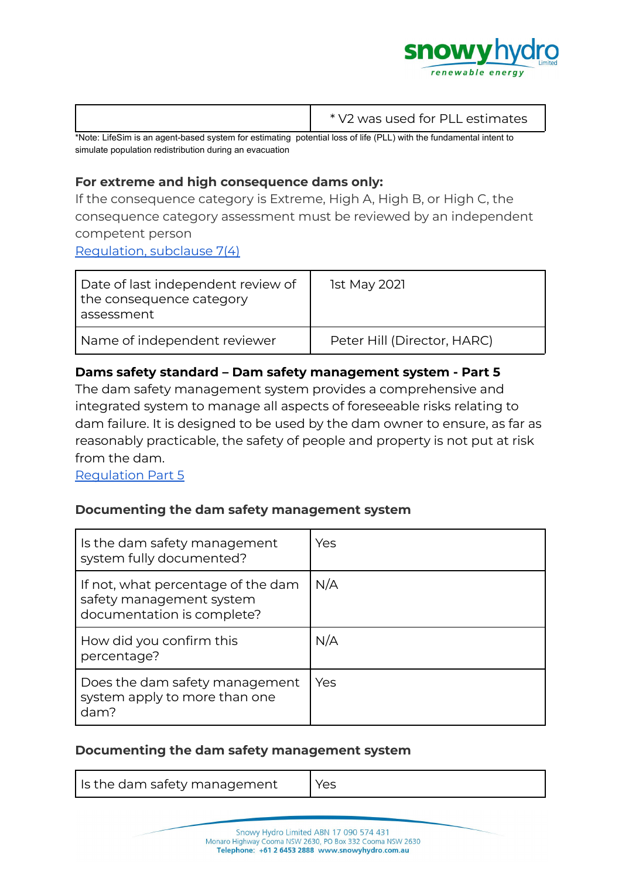|  | * V2 was used for PLL estimates |
|---|---|

*Note: LifeSim is an agent-based system for estimating potential loss of life (PLL) with the fundamental intent to simulate population redistribution during an evacuation

**For extreme and high consequence dams only:**

If the consequence category is Extreme, High A, High B, or High C, the consequence category assessment must be reviewed by an independent competent person

[Regulation, subclause 7(4)]()

| Date of last independent review of the consequence category assessment | 1st May 2021 |
|---|---|
| Name of independent reviewer | Peter Hill (Director, HARC) |

**Dams safety standard – Dam safety management system - Part 5**

The dam safety management system provides a comprehensive and integrated system to manage all aspects of foreseeable risks relating to dam failure. It is designed to be used by the dam owner to ensure, as far as reasonably practicable, the safety of people and property is not put at risk from the dam.

[Regulation Part 5]()

### Documenting the dam safety management system

| Is the dam safety management system fully documented? | Yes |
|---|---|
| If not, what percentage of the dam safety management system documentation is complete? | N/A |
| How did you confirm this percentage? | N/A |
| Does the dam safety management system apply to more than one dam? | Yes |

### Documenting the dam safety management system

| Is the dam safety management | Yes |
|---|---|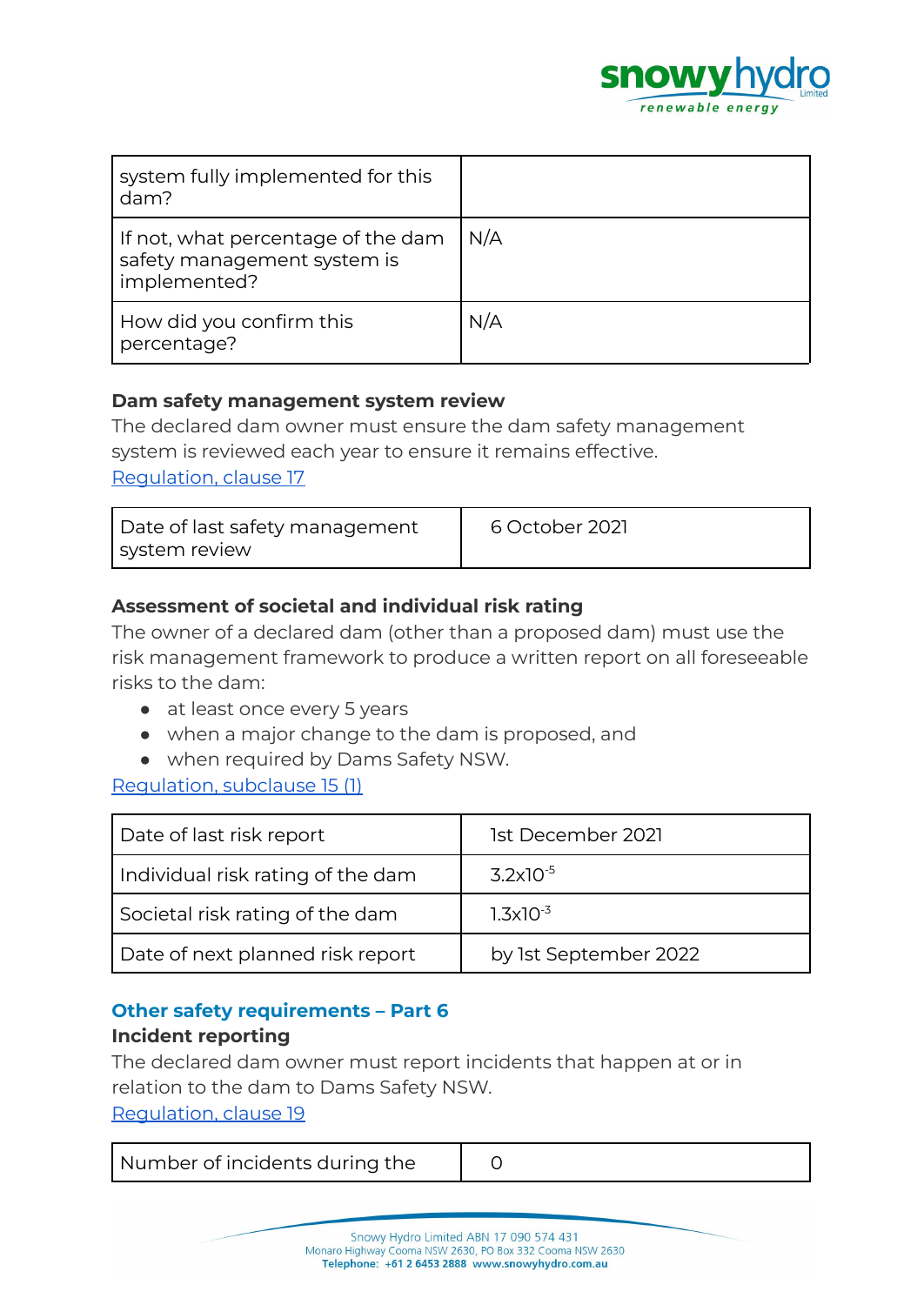| system fully implemented for this dam? | |
|---|---|
| If not, what percentage of the dam safety management system is implemented? | N/A |
| How did you confirm this percentage? | N/A |

**Dam safety management system review**

The declared dam owner must ensure the dam safety management system is reviewed each year to ensure it remains effective.

[Regulation, clause 17](#)

| Date of last safety management system review | 6 October 2021 |
|---|---|

**Assessment of societal and individual risk rating**

The owner of a declared dam (other than a proposed dam) must use the risk management framework to produce a written report on all foreseeable risks to the dam:

- at least once every 5 years
- when a major change to the dam is proposed, and
- when required by Dams Safety NSW.

[Regulation, subclause 15 (1)](#)

| Date of last risk report | 1st December 2021 |
|---|---|
| Individual risk rating of the dam | $3.2x10^{-5}$ |
| Societal risk rating of the dam | $1.3x10^{-3}$ |
| Date of next planned risk report | by 1st September 2022 |

## Other safety requirements – Part 6

**Incident reporting**

The declared dam owner must report incidents that happen at or in relation to the dam to Dams Safety NSW.

[Regulation, clause 19](#)

| Number of incidents during the | 0 |
|---|---|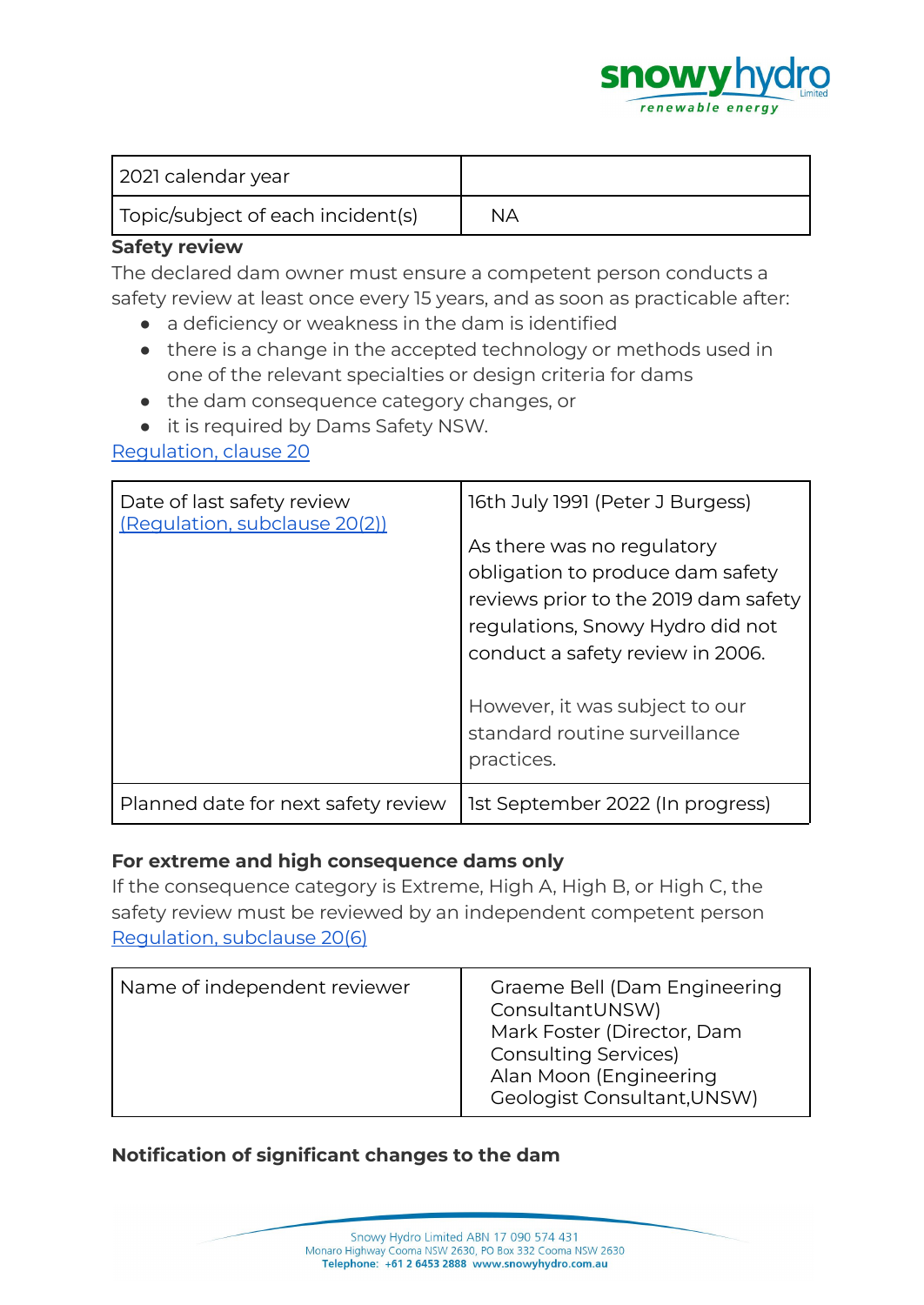| 2021 calendar year | |
|---|---|
| Topic/subject of each incident(s) | NA |

**Safety review**

The declared dam owner must ensure a competent person conducts a safety review at least once every 15 years, and as soon as practicable after:

- a deficiency or weakness in the dam is identified
- there is a change in the accepted technology or methods used in one of the relevant specialties or design criteria for dams
- the dam consequence category changes, or
- it is required by Dams Safety NSW.

Regulation, clause 20

| Date of last safety review (Regulation, subclause 20(2)) | 16th July 1991 (Peter J Burgess)<br><br>As there was no regulatory obligation to produce dam safety reviews prior to the 2019 dam safety regulations, Snowy Hydro did not conduct a safety review in 2006.<br><br>However, it was subject to our standard routine surveillance practices. |
|---|---|
| Planned date for next safety review | 1st September 2022 (In progress) |

**For extreme and high consequence dams only**

If the consequence category is Extreme, High A, High B, or High C, the safety review must be reviewed by an independent competent person Regulation, subclause 20(6)

| Name of independent reviewer | Graeme Bell (Dam Engineering ConsultantUNSW)<br>Mark Foster (Director, Dam Consulting Services)<br>Alan Moon (Engineering Geologist Consultant,UNSW) |
|---|---|

**Notification of significant changes to the dam**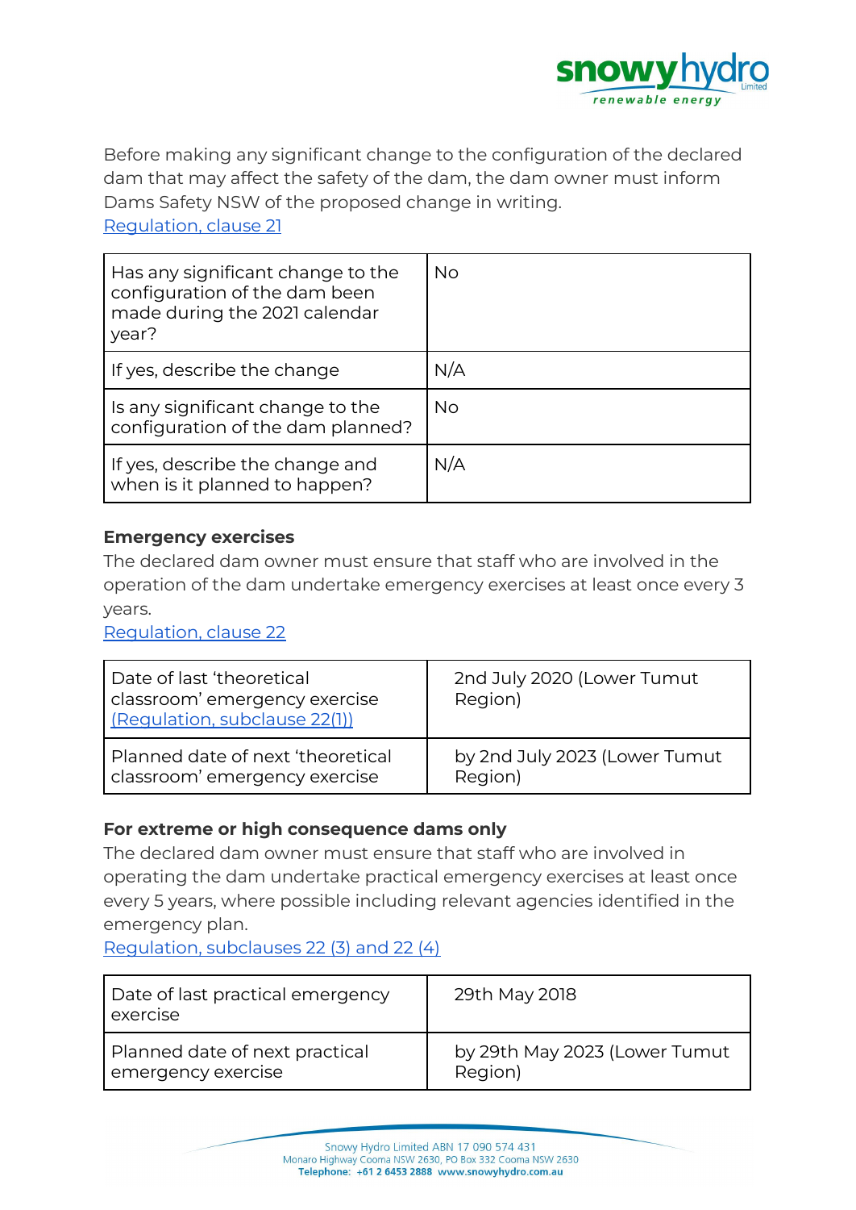Before making any significant change to the configuration of the declared dam that may affect the safety of the dam, the dam owner must inform Dams Safety NSW of the proposed change in writing.
Regulation, clause 21

| Has any significant change to the configuration of the dam been made during the 2021 calendar year? | No |
|---|---|
| If yes, describe the change | N/A |
| Is any significant change to the configuration of the dam planned? | No |
| If yes, describe the change and when is it planned to happen? | N/A |

**Emergency exercises**

The declared dam owner must ensure that staff who are involved in the operation of the dam undertake emergency exercises at least once every 3 years.
Regulation, clause 22

| Date of last 'theoretical classroom' emergency exercise (Regulation, subclause 22(1)) | 2nd July 2020 (Lower Tumut Region) |
|---|---|
| Planned date of next 'theoretical classroom' emergency exercise | by 2nd July 2023 (Lower Tumut Region) |

**For extreme or high consequence dams only**

The declared dam owner must ensure that staff who are involved in operating the dam undertake practical emergency exercises at least once every 5 years, where possible including relevant agencies identified in the emergency plan.
Regulation, subclauses 22 (3) and 22 (4)

| Date of last practical emergency exercise | 29th May 2018 |
|---|---|
| Planned date of next practical emergency exercise | by 29th May 2023 (Lower Tumut Region) |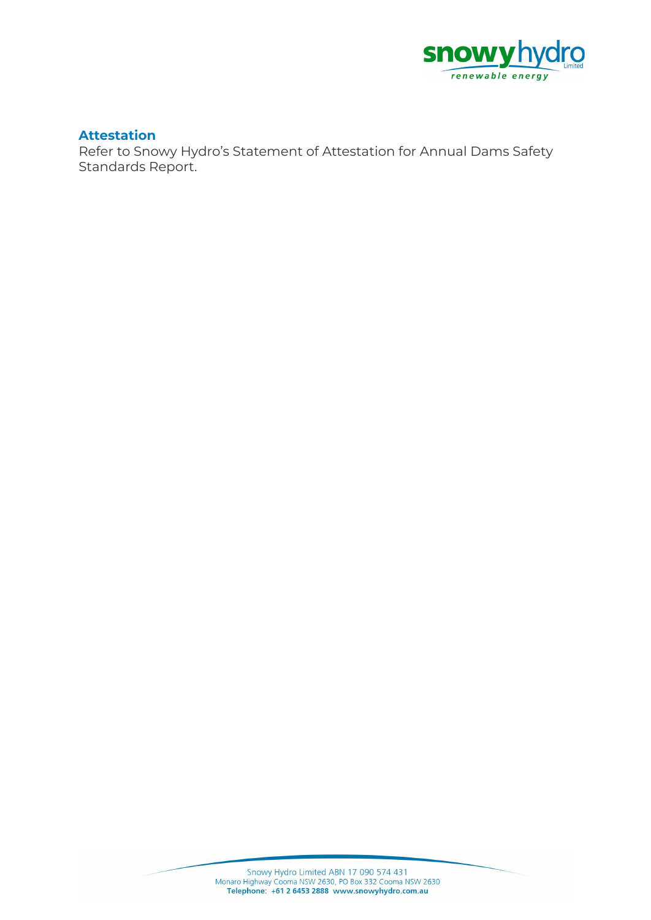## Attestation

Refer to Snowy Hydro's Statement of Attestation for Annual Dams Safety Standards Report.